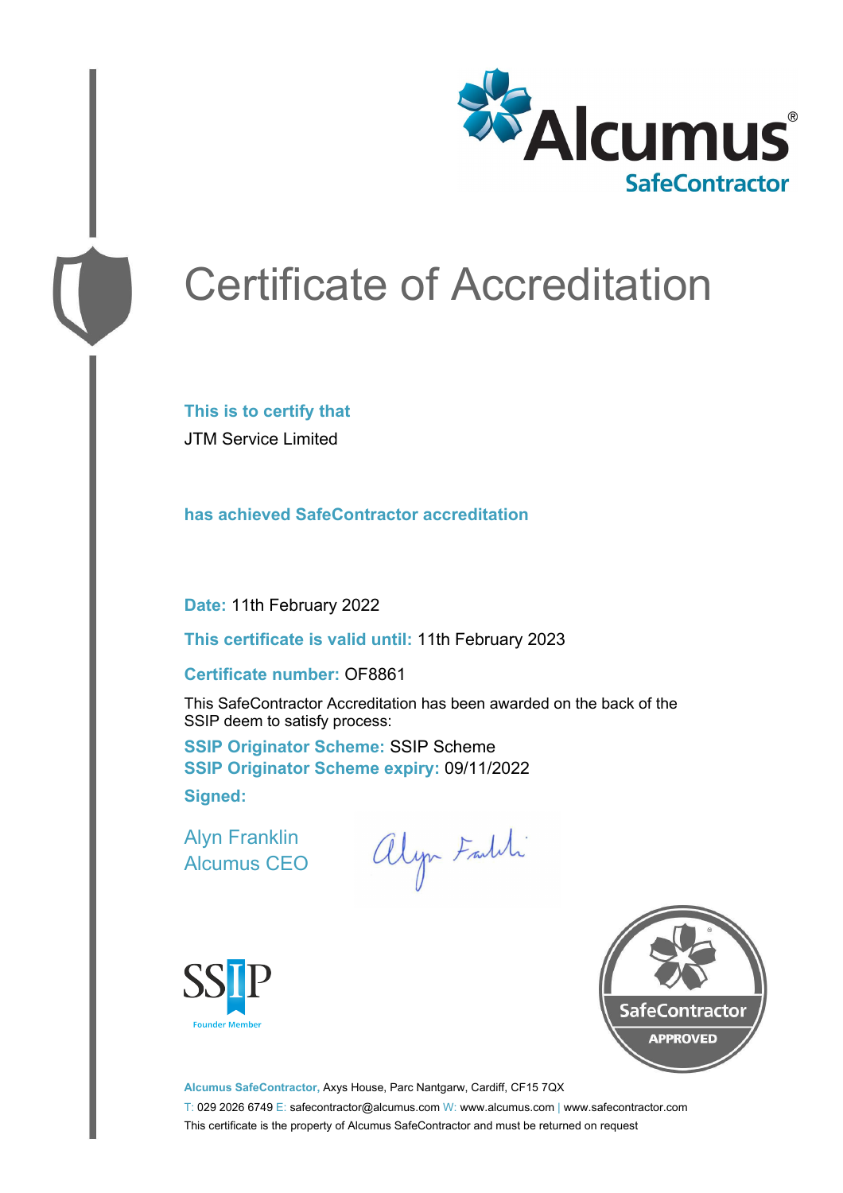Alcumus®
SafeContractor

# Certificate of Accreditation

**This is to certify that**

JTM Service Limited

**has achieved SafeContractor accreditation**

**Date:** 11th February 2022

**This certificate is valid until:** 11th February 2023

**Certificate number:** OF8861

This SafeContractor Accreditation has been awarded on the back of the SSIP deem to satisfy process:

**SSIP Originator Scheme:** SSIP Scheme
**SSIP Originator Scheme expiry:** 09/11/2022

**Signed:**

Alyn Franklin
Alcumus CEO

SSIP
Founder Member

SafeContractor
APPROVED

**Alcumus SafeContractor,** Axys House, Parc Nantgarw, Cardiff, CF15 7QX

T: 029 2026 6749 E: safecontractor@alcumus.com W: www.alcumus.com | www.safecontractor.com

This certificate is the property of Alcumus SafeContractor and must be returned on request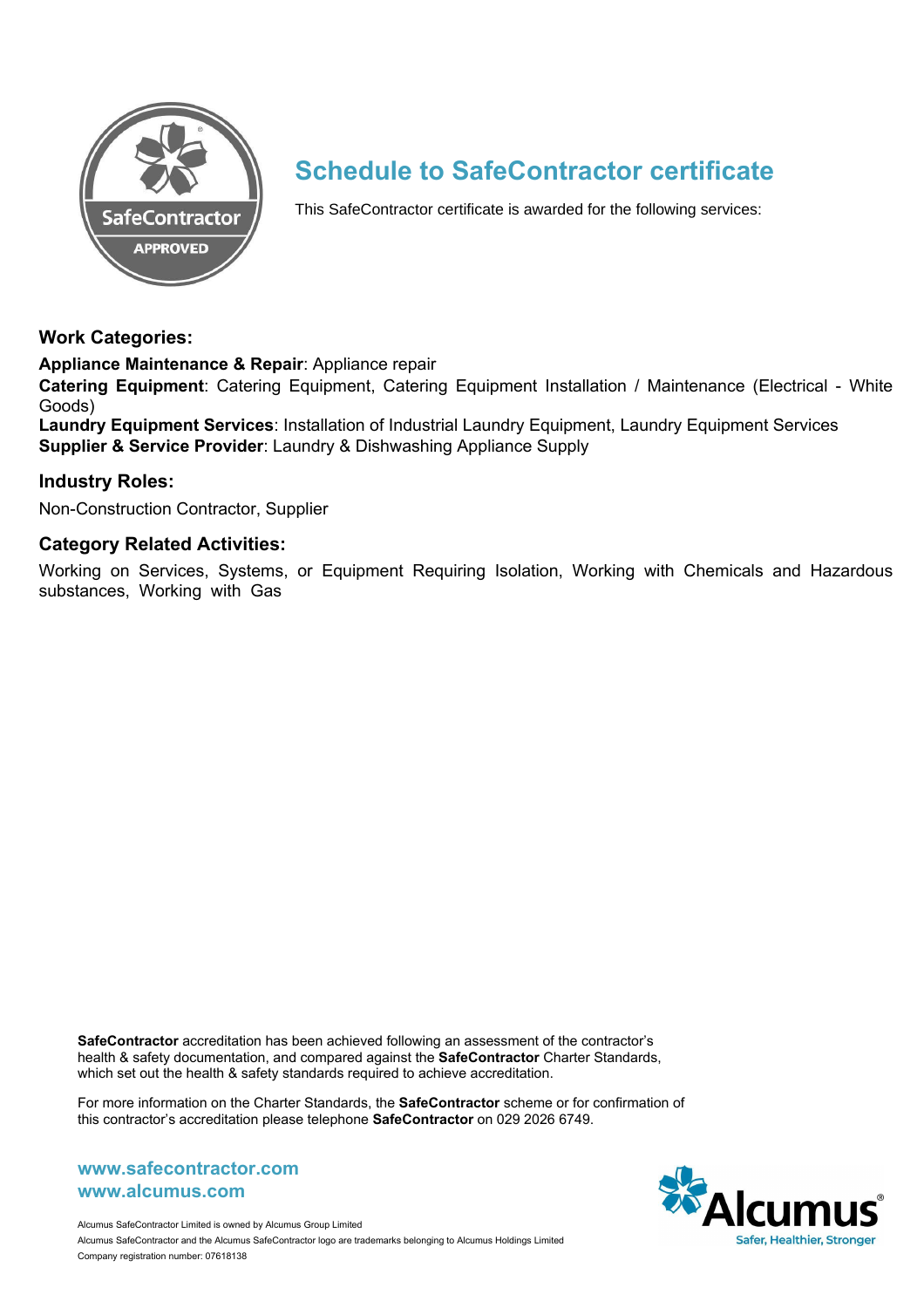# Schedule to SafeContractor certificate

This SafeContractor certificate is awarded for the following services:

### Work Categories:

**Appliance Maintenance & Repair**: Appliance repair
**Catering Equipment**: Catering Equipment, Catering Equipment Installation / Maintenance (Electrical - White Goods)
**Laundry Equipment Services**: Installation of Industrial Laundry Equipment, Laundry Equipment Services
**Supplier & Service Provider**: Laundry & Dishwashing Appliance Supply

### Industry Roles:

Non-Construction Contractor, Supplier

### Category Related Activities:

Working on Services, Systems, or Equipment Requiring Isolation, Working with Chemicals and Hazardous substances, Working with Gas

**SafeContractor** accreditation has been achieved following an assessment of the contractor's health & safety documentation, and compared against the **SafeContractor** Charter Standards, which set out the health & safety standards required to achieve accreditation.

For more information on the Charter Standards, the **SafeContractor** scheme or for confirmation of this contractor's accreditation please telephone **SafeContractor** on 029 2026 6749.

**www.safecontractor.com**
**www.alcumus.com**

Alcumus SafeContractor Limited is owned by Alcumus Group Limited
Alcumus SafeContractor and the Alcumus SafeContractor logo are trademarks belonging to Alcumus Holdings Limited
Company registration number: 07618138

Alcumus
Safer, Healthier, Stronger